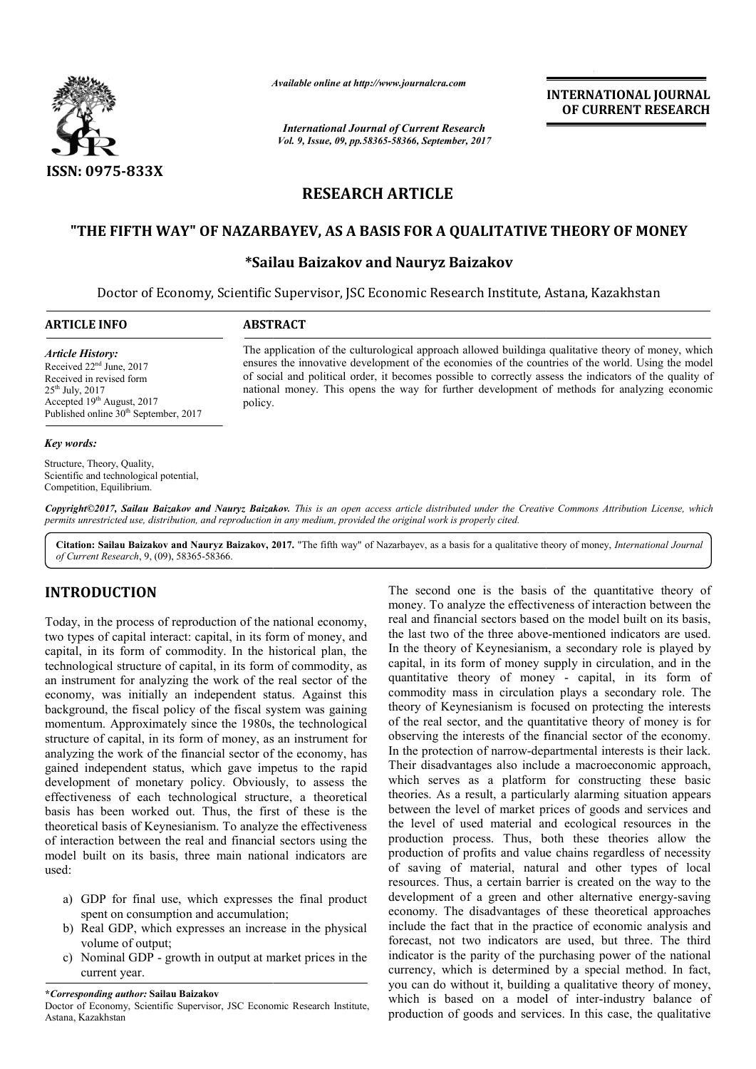# RESEARCH ARTICLE

# "THE FIFTH WAY" OF NAZARBAYEV, AS A BASIS FOR A QUALITATIVE THEORY OF MONEY

### *Sailau Baizakov and Nauryz Baizakov

Doctor of Economy, Scientific Supervisor, JSC Economic Research Institute, Astana, Kazakhstan

## ARTICLE INFO

*Article History:*

Received 22nd June, 2017
Received in revised form
25th July, 2017
Accepted 19th August, 2017
Published online 30th September, 2017

*Key words:*

Structure, Theory, Quality, Scientific and technological potential, Competition, Equilibrium.

## ABSTRACT

The application of the culturological approach allowed buildinga qualitative theory of money, which ensures the innovative development of the economies of the countries of the world. Using the model of social and political order, it becomes possible to correctly assess the indicators of the quality of national money. This opens the way for further development of methods for analyzing economic policy.

*Copyright©2017, Sailau Baizakov and Nauryz Baizakov. This is an open access article distributed under the Creative Commons Attribution License, which permits unrestricted use, distribution, and reproduction in any medium, provided the original work is properly cited.*

**Citation: Sailau Baizakov and Nauryz Baizakov, 2017.** "The fifth way" of Nazarbayev, as a basis for a qualitative theory of money, *International Journal of Current Research*, 9, (09), 58365-58366.

## INTRODUCTION

Today, in the process of reproduction of the national economy, two types of capital interact: capital, in its form of money, and capital, in its form of commodity. In the historical plan, the technological structure of capital, in its form of commodity, as an instrument for analyzing the work of the real sector of the economy, was initially an independent status. Against this background, the fiscal policy of the fiscal system was gaining momentum. Approximately since the 1980s, the technological structure of capital, in its form of money, as an instrument for analyzing the work of the financial sector of the economy, has gained independent status, which gave impetus to the rapid development of monetary policy. Obviously, to assess the effectiveness of each technological structure, a theoretical basis has been worked out. Thus, the first of these is the theoretical basis of Keynesianism. To analyze the effectiveness of interaction between the real and financial sectors using the model built on its basis, three main national indicators are used:

a) GDP for final use, which expresses the final product spent on consumption and accumulation;
b) Real GDP, which expresses an increase in the physical volume of output;
c) Nominal GDP - growth in output at market prices in the current year.

The second one is the basis of the quantitative theory of money. To analyze the effectiveness of interaction between the real and financial sectors based on the model built on its basis, the last two of the three above-mentioned indicators are used. In the theory of Keynesianism, a secondary role is played by capital, in its form of money supply in circulation, and in the quantitative theory of money - capital, in its form of commodity mass in circulation plays a secondary role. The theory of Keynesianism is focused on protecting the interests of the real sector, and the quantitative theory of money is for observing the interests of the financial sector of the economy. In the protection of narrow-departmental interests is their lack. Their disadvantages also include a macroeconomic approach, which serves as a platform for constructing these basic theories. As a result, a particularly alarming situation appears between the level of market prices of goods and services and the level of used material and ecological resources in the production process. Thus, both these theories allow the production of profits and value chains regardless of necessity of saving of material, natural and other types of local resources. Thus, a certain barrier is created on the way to the development of a green and other alternative energy-saving economy. The disadvantages of these theoretical approaches include the fact that in the practice of economic analysis and forecast, not two indicators are used, but three. The third indicator is the parity of the purchasing power of the national currency, which is determined by a special method. In fact, you can do without it, building a qualitative theory of money, which is based on a model of inter-industry balance of production of goods and services. In this case, the qualitative

***Corresponding author:** Sailau Baizakov
Doctor of Economy, Scientific Supervisor, JSC Economic Research Institute, Astana, Kazakhstan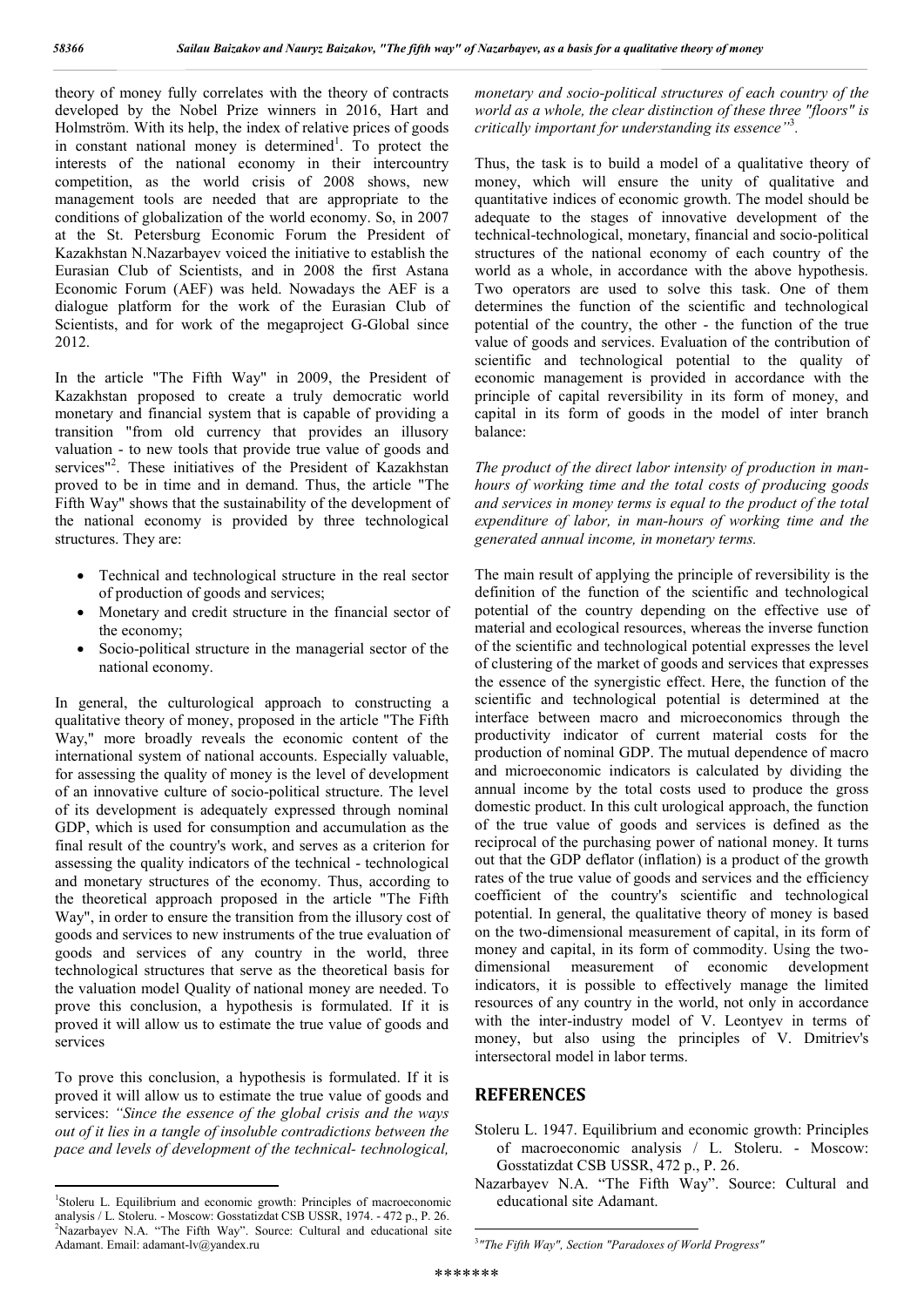theory of money fully correlates with the theory of contracts developed by the Nobel Prize winners in 2016, Hart and Holmström. With its help, the index of relative prices of goods in constant national money is determined[1]. To protect the interests of the national economy in their intercountry competition, as the world crisis of 2008 shows, new management tools are needed that are appropriate to the conditions of globalization of the world economy. So, in 2007 at the St. Petersburg Economic Forum the President of Kazakhstan N.Nazarbayev voiced the initiative to establish the Eurasian Club of Scientists, and in 2008 the first Astana Economic Forum (AEF) was held. Nowadays the AEF is a dialogue platform for the work of the Eurasian Club of Scientists, and for work of the megaproject G-Global since 2012.

In the article "The Fifth Way" in 2009, the President of Kazakhstan proposed to create a truly democratic world monetary and financial system that is capable of providing a transition "from old currency that provides an illusory valuation - to new tools that provide true value of goods and services"[2]. These initiatives of the President of Kazakhstan proved to be in time and in demand. Thus, the article "The Fifth Way" shows that the sustainability of the development of the national economy is provided by three technological structures. They are:

- Technical and technological structure in the real sector of production of goods and services;
- Monetary and credit structure in the financial sector of the economy;
- Socio-political structure in the managerial sector of the national economy.

In general, the culturological approach to constructing a qualitative theory of money, proposed in the article "The Fifth Way," more broadly reveals the economic content of the international system of national accounts. Especially valuable, for assessing the quality of money is the level of development of an innovative culture of socio-political structure. The level of its development is adequately expressed through nominal GDP, which is used for consumption and accumulation as the final result of the country's work, and serves as a criterion for assessing the quality indicators of the technical - technological and monetary structures of the economy. Thus, according to the theoretical approach proposed in the article "The Fifth Way", in order to ensure the transition from the illusory cost of goods and services to new instruments of the true evaluation of goods and services of any country in the world, three technological structures that serve as the theoretical basis for the valuation model Quality of national money are needed. To prove this conclusion, a hypothesis is formulated. If it is proved it will allow us to estimate the true value of goods and services

To prove this conclusion, a hypothesis is formulated. If it is proved it will allow us to estimate the true value of goods and services: *"Since the essence of the global crisis and the ways out of it lies in a tangle of insoluble contradictions between the pace and levels of development of the technical- technological, monetary and socio-political structures of each country of the world as a whole, the clear distinction of these three "floors" is critically important for understanding its essence"*[3].

Thus, the task is to build a model of a qualitative theory of money, which will ensure the unity of qualitative and quantitative indices of economic growth. The model should be adequate to the stages of innovative development of the technical-technological, monetary, financial and socio-political structures of the national economy of each country of the world as a whole, in accordance with the above hypothesis. Two operators are used to solve this task. One of them determines the function of the scientific and technological potential of the country, the other - the function of the true value of goods and services. Evaluation of the contribution of scientific and technological potential to the quality of economic management is provided in accordance with the principle of capital reversibility in its form of money, and capital in its form of goods in the model of inter branch balance:

*The product of the direct labor intensity of production in man-hours of working time and the total costs of producing goods and services in money terms is equal to the product of the total expenditure of labor, in man-hours of working time and the generated annual income, in monetary terms.*

The main result of applying the principle of reversibility is the definition of the function of the scientific and technological potential of the country depending on the effective use of material and ecological resources, whereas the inverse function of the scientific and technological potential expresses the level of clustering of the market of goods and services that expresses the essence of the synergistic effect. Here, the function of the scientific and technological potential is determined at the interface between macro and microeconomics through the productivity indicator of current material costs for the production of nominal GDP. The mutual dependence of macro and microeconomic indicators is calculated by dividing the annual income by the total costs used to produce the gross domestic product. In this cult urological approach, the function of the true value of goods and services is defined as the reciprocal of the purchasing power of national money. It turns out that the GDP deflator (inflation) is a product of the growth rates of the true value of goods and services and the efficiency coefficient of the country's scientific and technological potential. In general, the qualitative theory of money is based on the two-dimensional measurement of capital, in its form of money and capital, in its form of commodity. Using the two-dimensional measurement of economic development indicators, it is possible to effectively manage the limited resources of any country in the world, not only in accordance with the inter-industry model of V. Leontyev in terms of money, but also using the principles of V. Dmitriev's intersectoral model in labor terms.

## REFERENCES

Stoleru L. 1947. Equilibrium and economic growth: Principles of macroeconomic analysis / L. Stoleru. - Moscow: Gosstatizdat CSB USSR, 472 p., P. 26.

Nazarbayev N.A. "The Fifth Way". Source: Cultural and educational site Adamant.

---

[1] Stoleru L. Equilibrium and economic growth: Principles of macroeconomic analysis / L. Stoleru. - Moscow: Gosstatizdat CSB USSR, 1974. - 472 p., P. 26.

[2] Nazarbayev N.A. "The Fifth Way". Source: Cultural and educational site Adamant. Email: adamant-lv@yandex.ru

[3] *"The Fifth Way", Section "Paradoxes of World Progress"*

\*\*\*\*\*\*\*